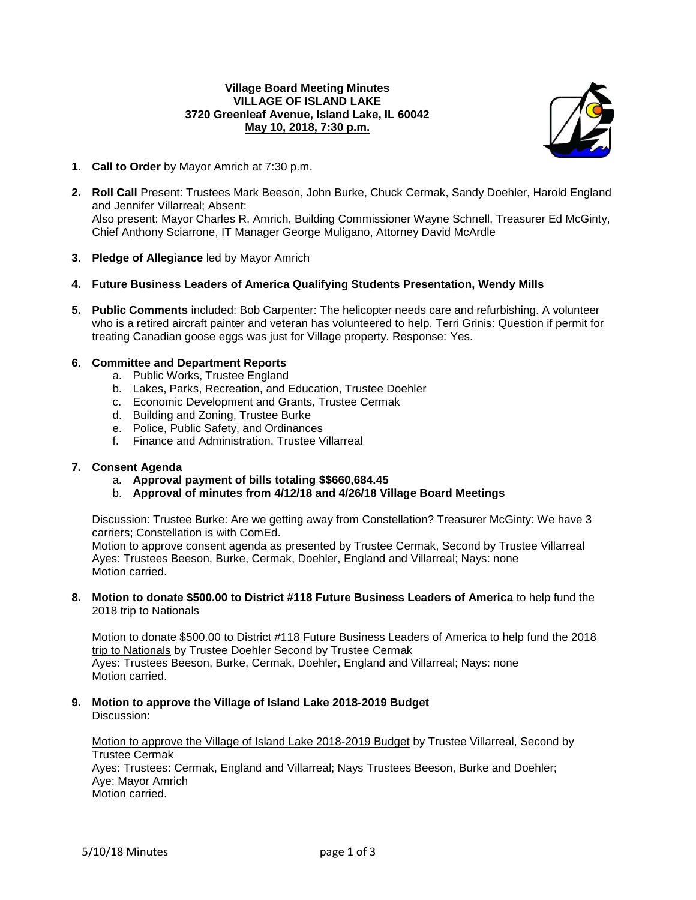**Village Board Meeting Minutes**
**VILLAGE OF ISLAND LAKE**
**3720 Greenleaf Avenue, Island Lake, IL 60042**
**May 10, 2018, 7:30 p.m.**

1. **Call to Order** by Mayor Amrich at 7:30 p.m.

2. **Roll Call** Present: Trustees Mark Beeson, John Burke, Chuck Cermak, Sandy Doehler, Harold England and Jennifer Villarreal; Absent:
   Also present: Mayor Charles R. Amrich, Building Commissioner Wayne Schnell, Treasurer Ed McGinty, Chief Anthony Sciarrone, IT Manager George Muligano, Attorney David McArdle

3. **Pledge of Allegiance** led by Mayor Amrich

4. **Future Business Leaders of America Qualifying Students Presentation, Wendy Mills**

5. **Public Comments** included: Bob Carpenter: The helicopter needs care and refurbishing. A volunteer who is a retired aircraft painter and veteran has volunteered to help. Terri Grinis: Question if permit for treating Canadian goose eggs was just for Village property. Response: Yes.

6. **Committee and Department Reports**
   a. Public Works, Trustee England
   b. Lakes, Parks, Recreation, and Education, Trustee Doehler
   c. Economic Development and Grants, Trustee Cermak
   d. Building and Zoning, Trustee Burke
   e. Police, Public Safety, and Ordinances
   f. Finance and Administration, Trustee Villarreal

7. **Consent Agenda**
   a. **Approval payment of bills totaling $$660,684.45**
   b. **Approval of minutes from 4/12/18 and 4/26/18 Village Board Meetings**

   Discussion: Trustee Burke: Are we getting away from Constellation? Treasurer McGinty: We have 3 carriers; Constellation is with ComEd.
   Motion to approve consent agenda as presented by Trustee Cermak, Second by Trustee Villarreal
   Ayes: Trustees Beeson, Burke, Cermak, Doehler, England and Villarreal; Nays: none
   Motion carried.

8. **Motion to donate $500.00 to District #118 Future Business Leaders of America** to help fund the 2018 trip to Nationals

   Motion to donate $500.00 to District #118 Future Business Leaders of America to help fund the 2018 trip to Nationals by Trustee Doehler Second by Trustee Cermak
   Ayes: Trustees Beeson, Burke, Cermak, Doehler, England and Villarreal; Nays: none
   Motion carried.

9. **Motion to approve the Village of Island Lake 2018-2019 Budget**
   Discussion:

   Motion to approve the Village of Island Lake 2018-2019 Budget by Trustee Villarreal, Second by Trustee Cermak
   Ayes: Trustees: Cermak, England and Villarreal; Nays Trustees Beeson, Burke and Doehler;
   Aye: Mayor Amrich
   Motion carried.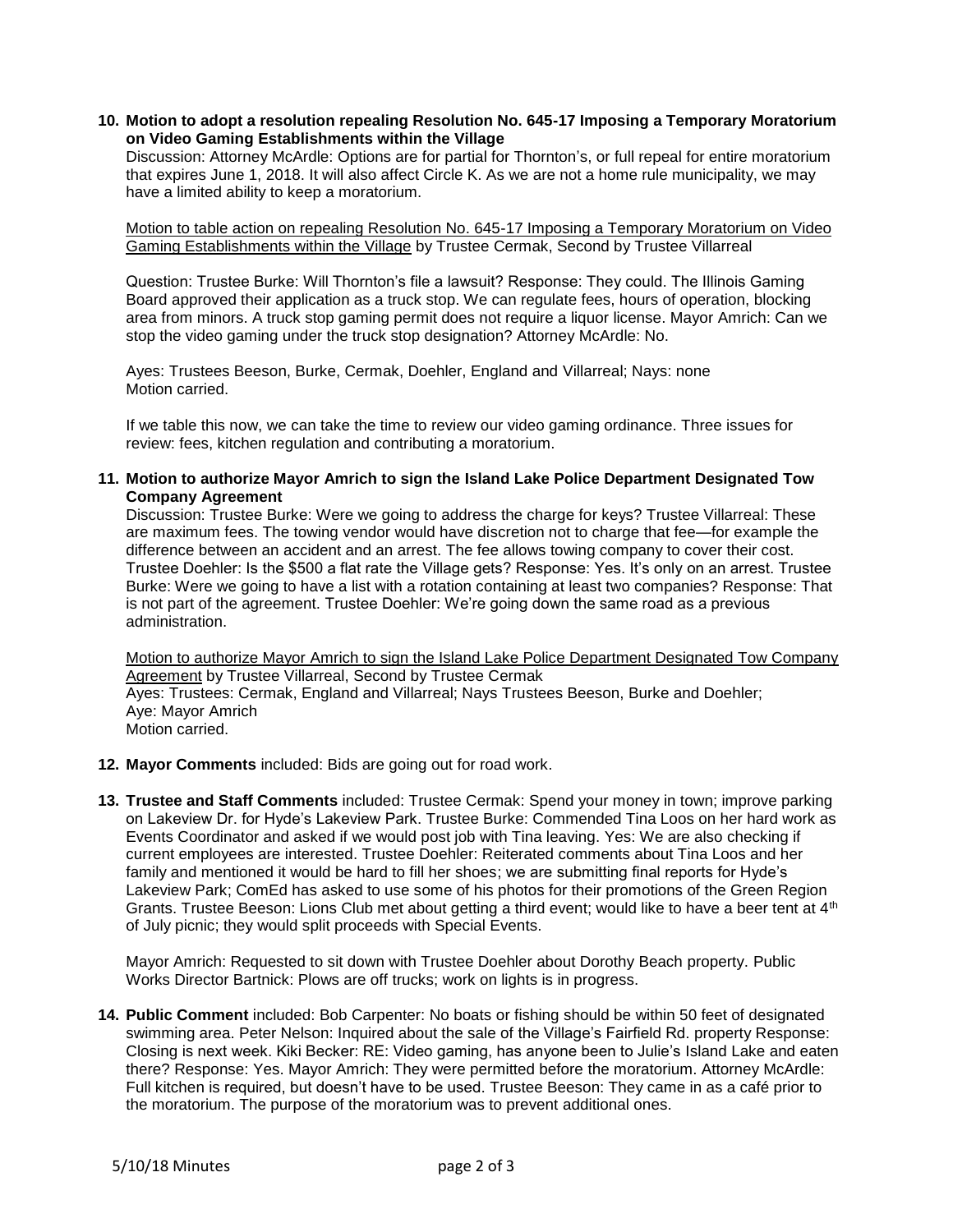**10. Motion to adopt a resolution repealing Resolution No. 645-17 Imposing a Temporary Moratorium on Video Gaming Establishments within the Village**

Discussion: Attorney McArdle: Options are for partial for Thornton's, or full repeal for entire moratorium that expires June 1, 2018. It will also affect Circle K. As we are not a home rule municipality, we may have a limited ability to keep a moratorium.

<u>Motion to table action on repealing Resolution No. 645-17 Imposing a Temporary Moratorium on Video Gaming Establishments within the Village</u> by Trustee Cermak, Second by Trustee Villarreal

Question: Trustee Burke: Will Thornton's file a lawsuit? Response: They could. The Illinois Gaming Board approved their application as a truck stop. We can regulate fees, hours of operation, blocking area from minors. A truck stop gaming permit does not require a liquor license. Mayor Amrich: Can we stop the video gaming under the truck stop designation? Attorney McArdle: No.

Ayes: Trustees Beeson, Burke, Cermak, Doehler, England and Villarreal; Nays: none
Motion carried.

If we table this now, we can take the time to review our video gaming ordinance. Three issues for review: fees, kitchen regulation and contributing a moratorium.

**11. Motion to authorize Mayor Amrich to sign the Island Lake Police Department Designated Tow Company Agreement**

Discussion: Trustee Burke: Were we going to address the charge for keys? Trustee Villarreal: These are maximum fees. The towing vendor would have discretion not to charge that fee—for example the difference between an accident and an arrest. The fee allows towing company to cover their cost. Trustee Doehler: Is the $500 a flat rate the Village gets? Response: Yes. It's only on an arrest. Trustee Burke: Were we going to have a list with a rotation containing at least two companies? Response: That is not part of the agreement. Trustee Doehler: We're going down the same road as a previous administration.

<u>Motion to authorize Mayor Amrich to sign the Island Lake Police Department Designated Tow Company Agreement</u> by Trustee Villarreal, Second by Trustee Cermak
Ayes: Trustees: Cermak, England and Villarreal; Nays Trustees Beeson, Burke and Doehler;
Aye: Mayor Amrich
Motion carried.

**12. Mayor Comments** included: Bids are going out for road work.

**13. Trustee and Staff Comments** included: Trustee Cermak: Spend your money in town; improve parking on Lakeview Dr. for Hyde's Lakeview Park. Trustee Burke: Commended Tina Loos on her hard work as Events Coordinator and asked if we would post job with Tina leaving. Yes: We are also checking if current employees are interested. Trustee Doehler: Reiterated comments about Tina Loos and her family and mentioned it would be hard to fill her shoes; we are submitting final reports for Hyde's Lakeview Park; ComEd has asked to use some of his photos for their promotions of the Green Region Grants. Trustee Beeson: Lions Club met about getting a third event; would like to have a beer tent at 4th of July picnic; they would split proceeds with Special Events.

Mayor Amrich: Requested to sit down with Trustee Doehler about Dorothy Beach property. Public Works Director Bartnick: Plows are off trucks; work on lights is in progress.

**14. Public Comment** included: Bob Carpenter: No boats or fishing should be within 50 feet of designated swimming area. Peter Nelson: Inquired about the sale of the Village's Fairfield Rd. property Response: Closing is next week. Kiki Becker: RE: Video gaming, has anyone been to Julie's Island Lake and eaten there? Response: Yes. Mayor Amrich: They were permitted before the moratorium. Attorney McArdle: Full kitchen is required, but doesn't have to be used. Trustee Beeson: They came in as a café prior to the moratorium. The purpose of the moratorium was to prevent additional ones.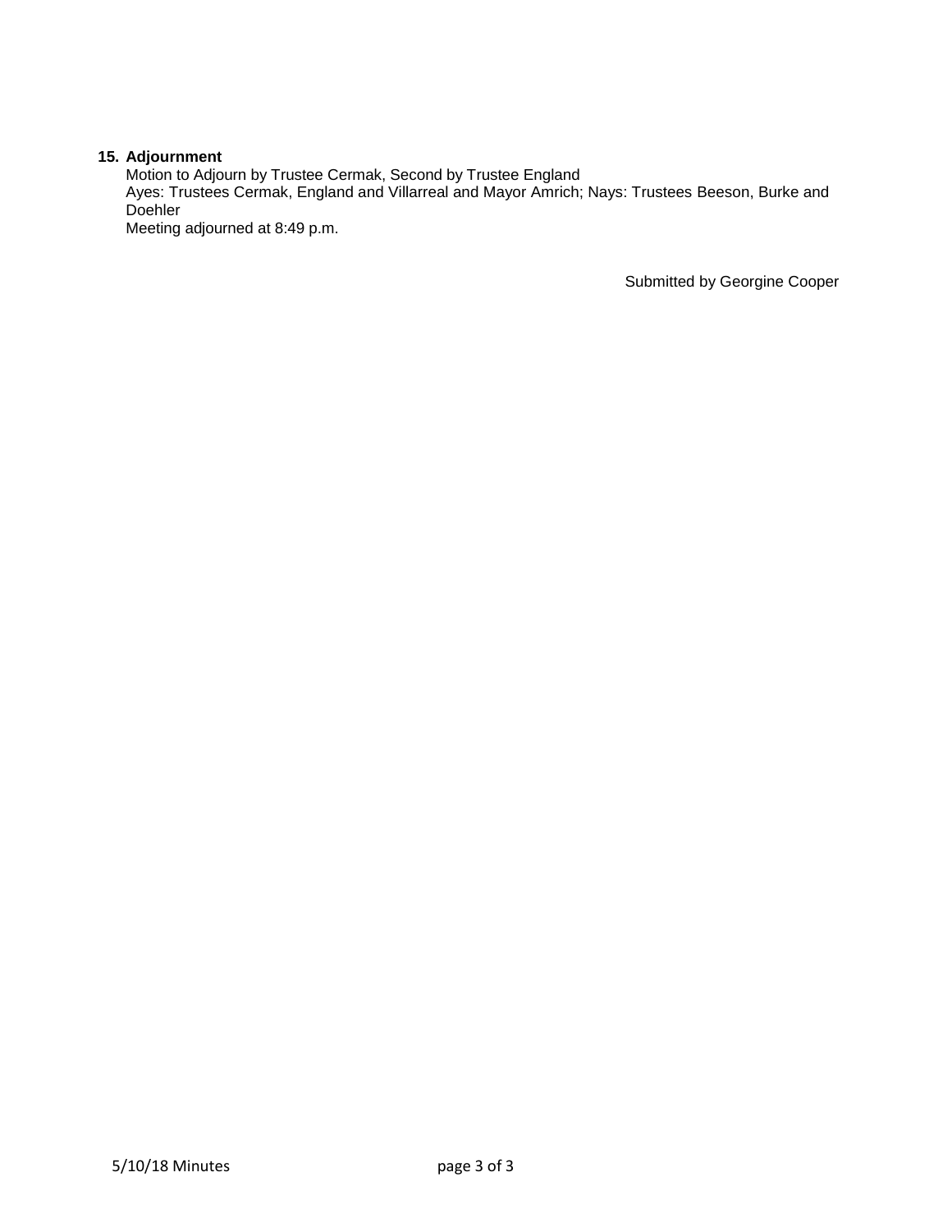**15. Adjournment**

Motion to Adjourn by Trustee Cermak, Second by Trustee England
Ayes: Trustees Cermak, England and Villarreal and Mayor Amrich; Nays: Trustees Beeson, Burke and Doehler
Meeting adjourned at 8:49 p.m.

Submitted by Georgine Cooper